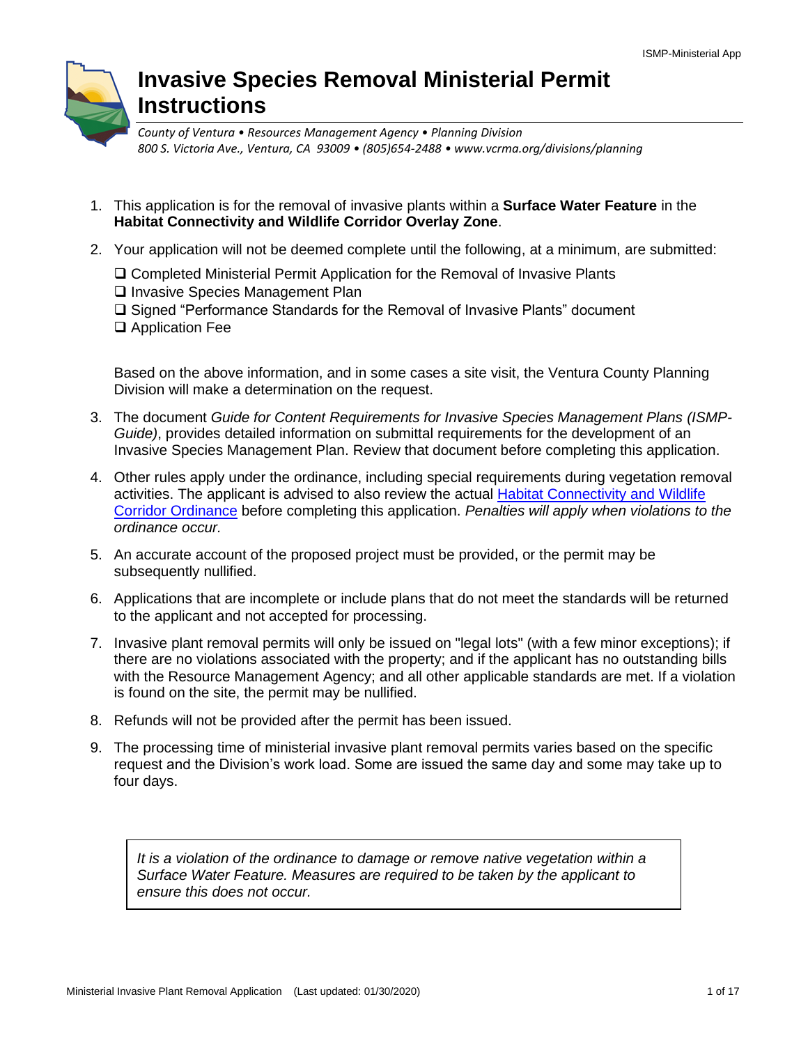# Invasive Species Removal Ministerial Permit Instructions

*County of Ventura • Resources Management Agency • Planning Division*
*800 S. Victoria Ave., Ventura, CA 93009 • (805)654-2488 • www.vcrma.org/divisions/planning*

1. This application is for the removal of invasive plants within a **Surface Water Feature** in the **Habitat Connectivity and Wildlife Corridor Overlay Zone**.

2. Your application will not be deemed complete until the following, at a minimum, are submitted:

   ❑ Completed Ministerial Permit Application for the Removal of Invasive Plants
   ❑ Invasive Species Management Plan
   ❑ Signed "Performance Standards for the Removal of Invasive Plants" document
   ❑ Application Fee

   Based on the above information, and in some cases a site visit, the Ventura County Planning Division will make a determination on the request.

3. The document *Guide for Content Requirements for Invasive Species Management Plans (ISMP-Guide)*, provides detailed information on submittal requirements for the development of an Invasive Species Management Plan. Review that document before completing this application.

4. Other rules apply under the ordinance, including special requirements during vegetation removal activities. The applicant is advised to also review the actual Habitat Connectivity and Wildlife Corridor Ordinance before completing this application. *Penalties will apply when violations to the ordinance occur.*

5. An accurate account of the proposed project must be provided, or the permit may be subsequently nullified.

6. Applications that are incomplete or include plans that do not meet the standards will be returned to the applicant and not accepted for processing.

7. Invasive plant removal permits will only be issued on "legal lots" (with a few minor exceptions); if there are no violations associated with the property; and if the applicant has no outstanding bills with the Resource Management Agency; and all other applicable standards are met. If a violation is found on the site, the permit may be nullified.

8. Refunds will not be provided after the permit has been issued.

9. The processing time of ministerial invasive plant removal permits varies based on the specific request and the Division's work load. Some are issued the same day and some may take up to four days.

*It is a violation of the ordinance to damage or remove native vegetation within a Surface Water Feature. Measures are required to be taken by the applicant to ensure this does not occur.*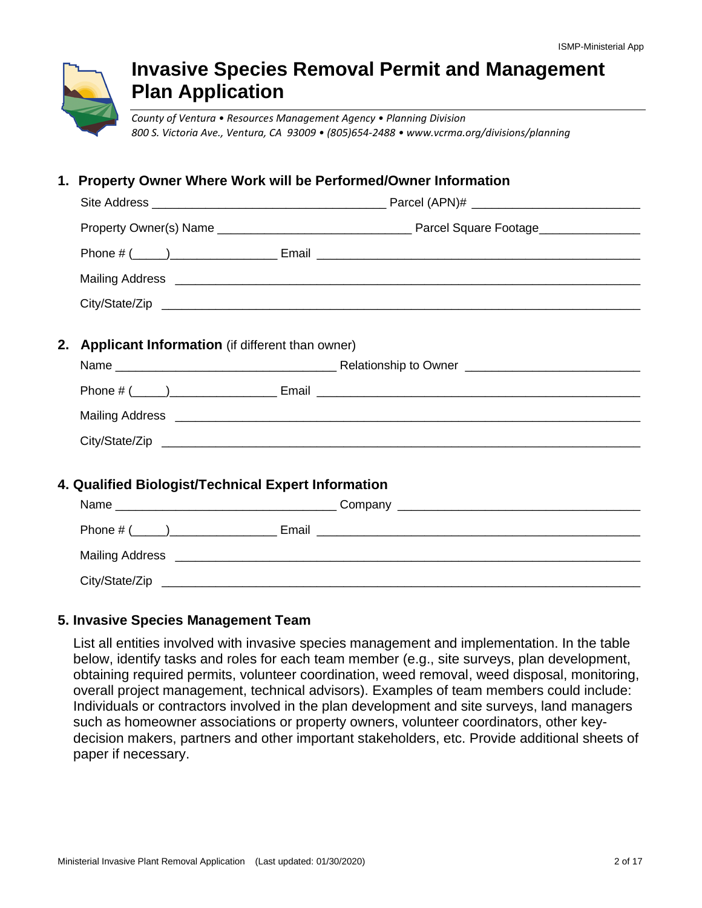# Invasive Species Removal Permit and Management Plan Application

*County of Ventura • Resources Management Agency • Planning Division*
*800 S. Victoria Ave., Ventura, CA 93009 • (805)654-2488 • www.vcrma.org/divisions/planning*

## 1. Property Owner Where Work will be Performed/Owner Information

Site Address ___________________________________ Parcel (APN)# _________________________

Property Owner(s) Name ____________________________ Parcel Square Footage_______________

Phone # (_____)________________ Email ________________________________________________

Mailing Address ___________________________________________________________________

City/State/Zip _____________________________________________________________________

## 2. Applicant Information (if different than owner)

Name _________________________________ Relationship to Owner _________________________

Phone # (_____)________________ Email ________________________________________________

Mailing Address ___________________________________________________________________

City/State/Zip _____________________________________________________________________

## 4. Qualified Biologist/Technical Expert Information

Name _________________________________ Company ____________________________________

Phone # (_____)________________ Email ________________________________________________

Mailing Address ___________________________________________________________________

City/State/Zip _____________________________________________________________________

## 5. Invasive Species Management Team

List all entities involved with invasive species management and implementation. In the table below, identify tasks and roles for each team member (e.g., site surveys, plan development, obtaining required permits, volunteer coordination, weed removal, weed disposal, monitoring, overall project management, technical advisors). Examples of team members could include: Individuals or contractors involved in the plan development and site surveys, land managers such as homeowner associations or property owners, volunteer coordinators, other key-decision makers, partners and other important stakeholders, etc. Provide additional sheets of paper if necessary.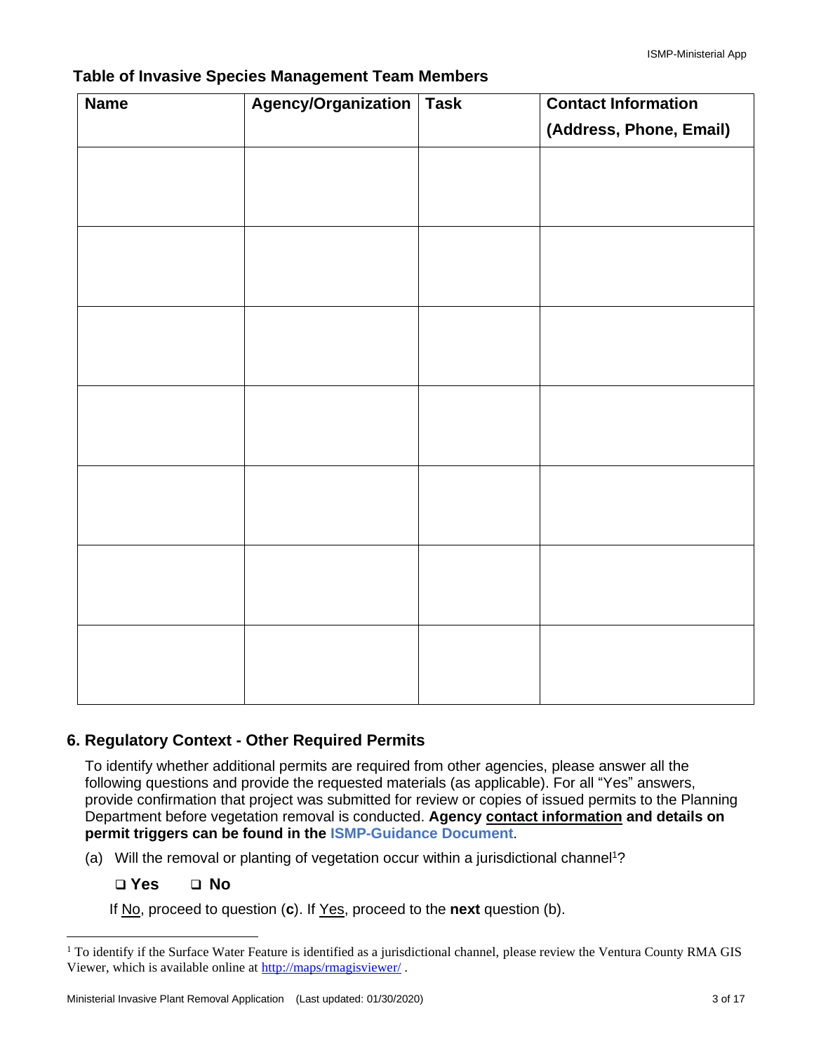**Table of Invasive Species Management Team Members**

| Name | Agency/Organization | Task | Contact Information (Address, Phone, Email) |
|---|---|---|---|
| | | | |
| | | | |
| | | | |
| | | | |
| | | | |
| | | | |
| | | | |

## 6. Regulatory Context - Other Required Permits

To identify whether additional permits are required from other agencies, please answer all the following questions and provide the requested materials (as applicable). For all "Yes" answers, provide confirmation that project was submitted for review or copies of issued permits to the Planning Department before vegetation removal is conducted. **Agency contact information and details on permit triggers can be found in the ISMP-Guidance Document**.

(a) Will the removal or planting of vegetation occur within a jurisdictional channel[1]?

❑ **Yes** ❑ **No**

If No, proceed to question (**c**). If Yes, proceed to the **next** question (b).

---

[1] To identify if the Surface Water Feature is identified as a jurisdictional channel, please review the Ventura County RMA GIS Viewer, which is available online at http://maps/rmagisviewer/ .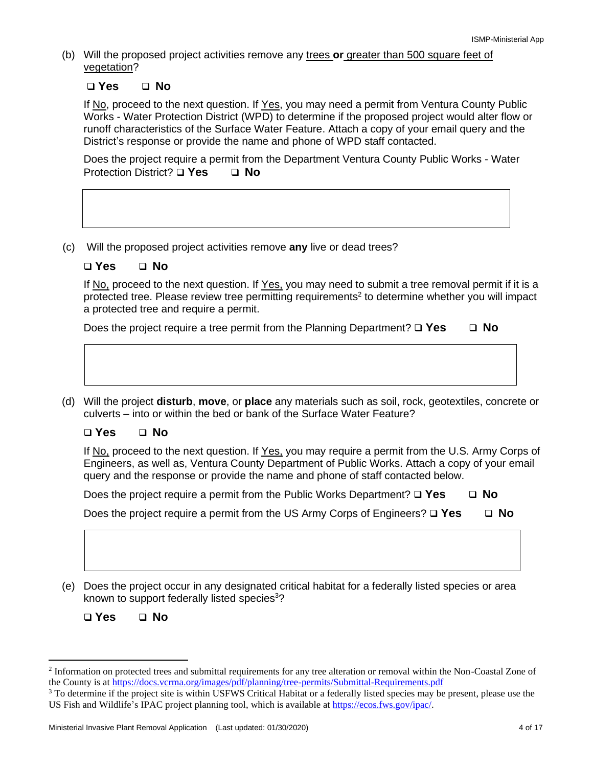(b) Will the proposed project activities remove any <u>trees</u> **or** <u>greater than 500 square feet of vegetation</u>?

❑ **Yes** ❑ **No**

If <u>No</u>, proceed to the next question. If <u>Yes</u>, you may need a permit from Ventura County Public Works - Water Protection District (WPD) to determine if the proposed project would alter flow or runoff characteristics of the Surface Water Feature. Attach a copy of your email query and the District's response or provide the name and phone of WPD staff contacted.

Does the project require a permit from the Department Ventura County Public Works - Water Protection District? ❑ **Yes** ❑ **No**

| |
|---|
| |

(c) Will the proposed project activities remove **any** live or dead trees?

❑ **Yes** ❑ **No**

If <u>No,</u> proceed to the next question. If <u>Yes,</u> you may need to submit a tree removal permit if it is a protected tree. Please review tree permitting requirements[2] to determine whether you will impact a protected tree and require a permit.

Does the project require a tree permit from the Planning Department? ❑ **Yes** ❑ **No**

| |
|---|
| |

(d) Will the project **disturb**, **move**, or **place** any materials such as soil, rock, geotextiles, concrete or culverts – into or within the bed or bank of the Surface Water Feature?

❑ **Yes** ❑ **No**

If <u>No,</u> proceed to the next question. If <u>Yes,</u> you may require a permit from the U.S. Army Corps of Engineers, as well as, Ventura County Department of Public Works. Attach a copy of your email query and the response or provide the name and phone of staff contacted below.

Does the project require a permit from the Public Works Department? ❑ **Yes** ❑ **No**

Does the project require a permit from the US Army Corps of Engineers? ❑ **Yes** ❑ **No**

| |
|---|
| |

(e) Does the project occur in any designated critical habitat for a federally listed species or area known to support federally listed species[3]?

❑ **Yes** ❑ **No**

---

[2] Information on protected trees and submittal requirements for any tree alteration or removal within the Non-Coastal Zone of the County is at https://docs.vcrma.org/images/pdf/planning/tree-permits/Submittal-Requirements.pdf

[3] To determine if the project site is within USFWS Critical Habitat or a federally listed species may be present, please use the US Fish and Wildlife's IPAC project planning tool, which is available at https://ecos.fws.gov/ipac/.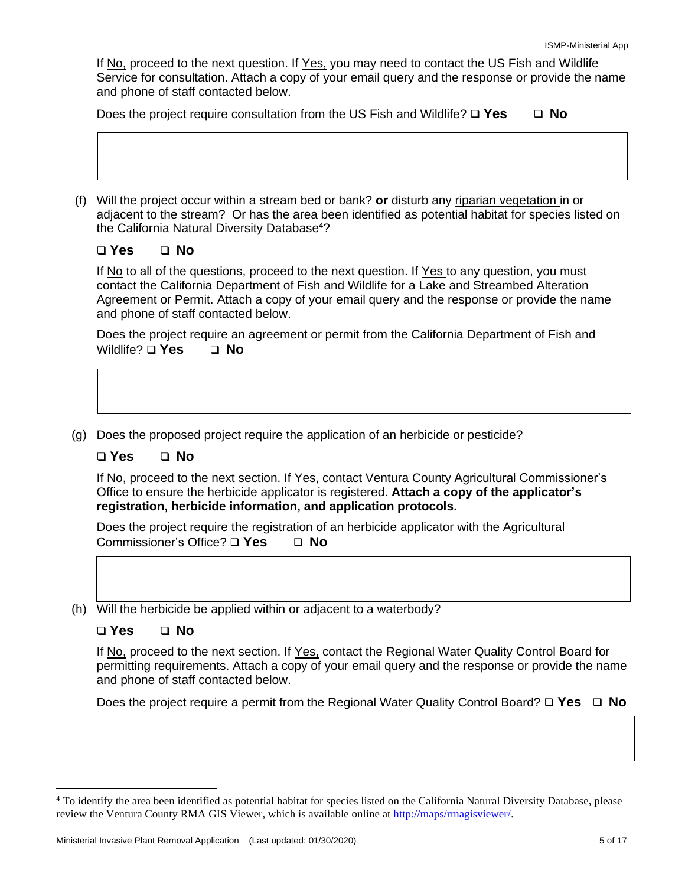If No, proceed to the next question. If Yes, you may need to contact the US Fish and Wildlife Service for consultation. Attach a copy of your email query and the response or provide the name and phone of staff contacted below.

Does the project require consultation from the US Fish and Wildlife? ❑ **Yes** ❑ **No**

| |
|---|
| |

(f) Will the project occur within a stream bed or bank? **or** disturb any riparian vegetation in or adjacent to the stream? Or has the area been identified as potential habitat for species listed on the California Natural Diversity Database[4]?

❑ **Yes** ❑ **No**

If No to all of the questions, proceed to the next question. If Yes to any question, you must contact the California Department of Fish and Wildlife for a Lake and Streambed Alteration Agreement or Permit. Attach a copy of your email query and the response or provide the name and phone of staff contacted below.

Does the project require an agreement or permit from the California Department of Fish and Wildlife? ❑ **Yes** ❑ **No**

| |
|---|
| |

(g) Does the proposed project require the application of an herbicide or pesticide?

❑ **Yes** ❑ **No**

If No, proceed to the next section. If Yes, contact Ventura County Agricultural Commissioner's Office to ensure the herbicide applicator is registered. **Attach a copy of the applicator's registration, herbicide information, and application protocols.**

Does the project require the registration of an herbicide applicator with the Agricultural Commissioner's Office? ❑ **Yes** ❑ **No**

| |
|---|
| |

(h) Will the herbicide be applied within or adjacent to a waterbody?

❑ **Yes** ❑ **No**

If No, proceed to the next section. If Yes, contact the Regional Water Quality Control Board for permitting requirements. Attach a copy of your email query and the response or provide the name and phone of staff contacted below.

Does the project require a permit from the Regional Water Quality Control Board? ❑ **Yes** ❑ **No**

| |
|---|
| |

---

[4] To identify the area been identified as potential habitat for species listed on the California Natural Diversity Database, please review the Ventura County RMA GIS Viewer, which is available online at http://maps/rmagisviewer/.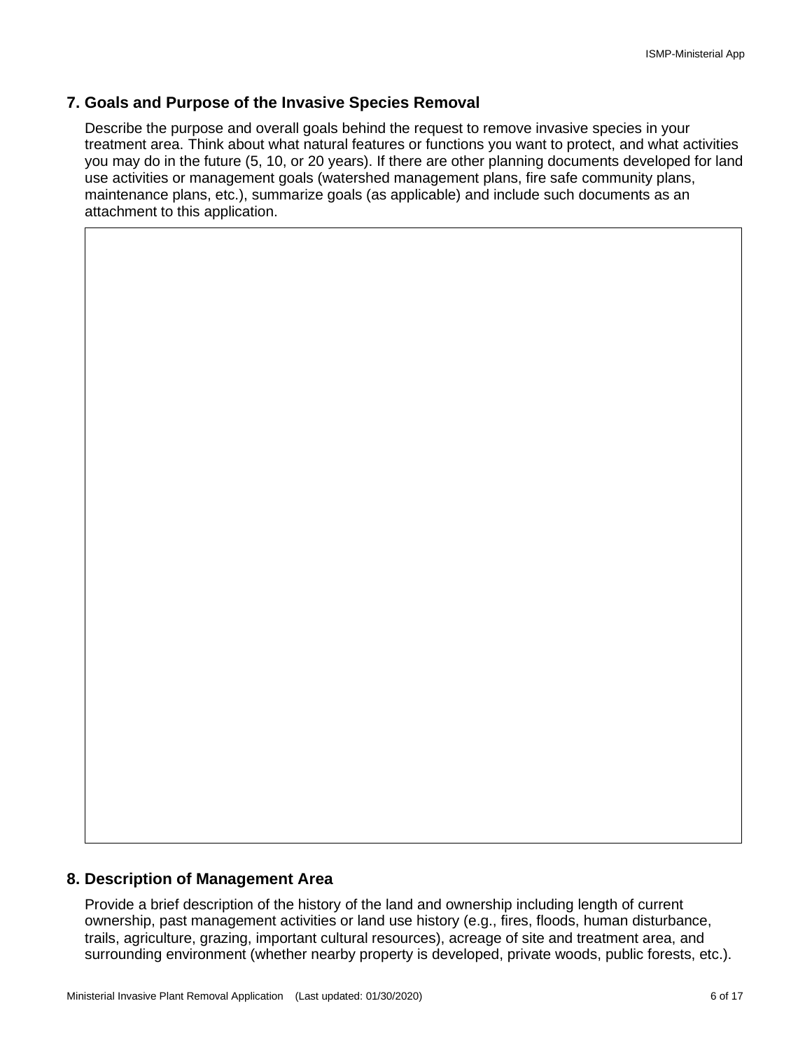## 7. Goals and Purpose of the Invasive Species Removal

Describe the purpose and overall goals behind the request to remove invasive species in your treatment area. Think about what natural features or functions you want to protect, and what activities you may do in the future (5, 10, or 20 years). If there are other planning documents developed for land use activities or management goals (watershed management plans, fire safe community plans, maintenance plans, etc.), summarize goals (as applicable) and include such documents as an attachment to this application.

## 8. Description of Management Area

Provide a brief description of the history of the land and ownership including length of current ownership, past management activities or land use history (e.g., fires, floods, human disturbance, trails, agriculture, grazing, important cultural resources), acreage of site and treatment area, and surrounding environment (whether nearby property is developed, private woods, public forests, etc.).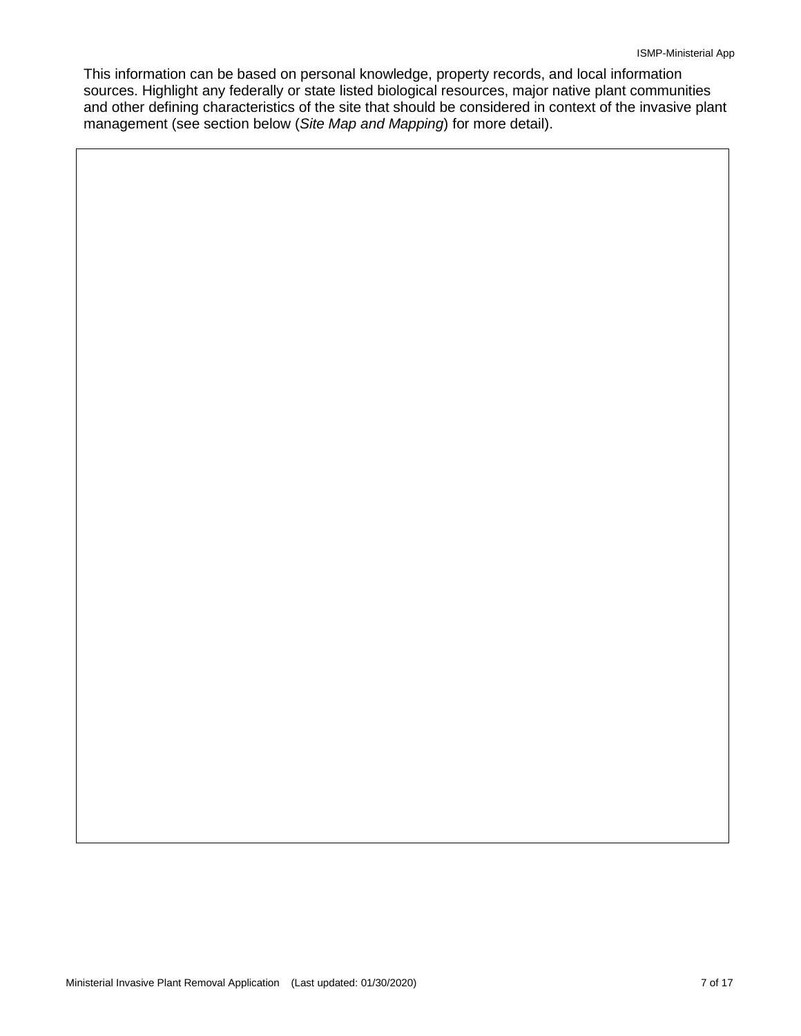This information can be based on personal knowledge, property records, and local information sources. Highlight any federally or state listed biological resources, major native plant communities and other defining characteristics of the site that should be considered in context of the invasive plant management (see section below (*Site Map and Mapping*) for more detail).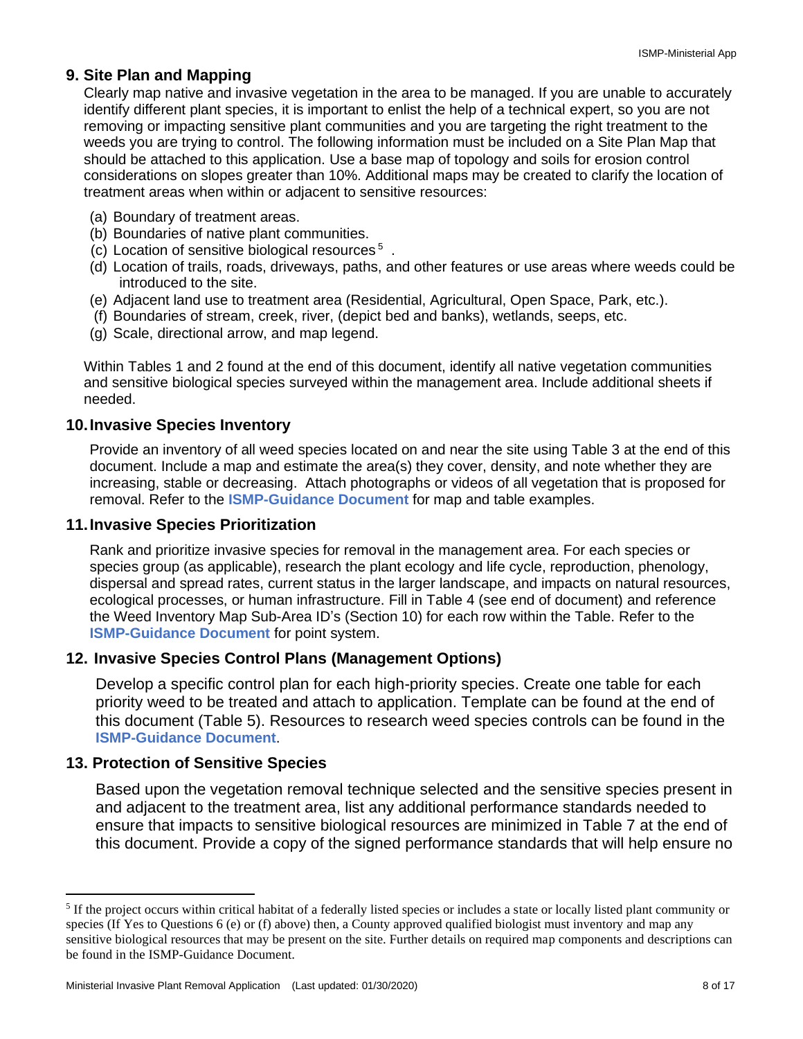## 9. Site Plan and Mapping

Clearly map native and invasive vegetation in the area to be managed. If you are unable to accurately identify different plant species, it is important to enlist the help of a technical expert, so you are not removing or impacting sensitive plant communities and you are targeting the right treatment to the weeds you are trying to control. The following information must be included on a Site Plan Map that should be attached to this application. Use a base map of topology and soils for erosion control considerations on slopes greater than 10%. Additional maps may be created to clarify the location of treatment areas when within or adjacent to sensitive resources:

(a) Boundary of treatment areas.
(b) Boundaries of native plant communities.
(c) Location of sensitive biological resources [5] .
(d) Location of trails, roads, driveways, paths, and other features or use areas where weeds could be introduced to the site.
(e) Adjacent land use to treatment area (Residential, Agricultural, Open Space, Park, etc.).
(f) Boundaries of stream, creek, river, (depict bed and banks), wetlands, seeps, etc.
(g) Scale, directional arrow, and map legend.

Within Tables 1 and 2 found at the end of this document, identify all native vegetation communities and sensitive biological species surveyed within the management area. Include additional sheets if needed.

## 10. Invasive Species Inventory

Provide an inventory of all weed species located on and near the site using Table 3 at the end of this document. Include a map and estimate the area(s) they cover, density, and note whether they are increasing, stable or decreasing. Attach photographs or videos of all vegetation that is proposed for removal. Refer to the **ISMP-Guidance Document** for map and table examples.

## 11. Invasive Species Prioritization

Rank and prioritize invasive species for removal in the management area. For each species or species group (as applicable), research the plant ecology and life cycle, reproduction, phenology, dispersal and spread rates, current status in the larger landscape, and impacts on natural resources, ecological processes, or human infrastructure. Fill in Table 4 (see end of document) and reference the Weed Inventory Map Sub-Area ID's (Section 10) for each row within the Table. Refer to the **ISMP-Guidance Document** for point system.

## 12. Invasive Species Control Plans (Management Options)

Develop a specific control plan for each high-priority species. Create one table for each priority weed to be treated and attach to application. Template can be found at the end of this document (Table 5). Resources to research weed species controls can be found in the **ISMP-Guidance Document**.

## 13. Protection of Sensitive Species

Based upon the vegetation removal technique selected and the sensitive species present in and adjacent to the treatment area, list any additional performance standards needed to ensure that impacts to sensitive biological resources are minimized in Table 7 at the end of this document. Provide a copy of the signed performance standards that will help ensure no

---

[5] If the project occurs within critical habitat of a federally listed species or includes a state or locally listed plant community or species (If Yes to Questions 6 (e) or (f) above) then, a County approved qualified biologist must inventory and map any sensitive biological resources that may be present on the site. Further details on required map components and descriptions can be found in the ISMP-Guidance Document.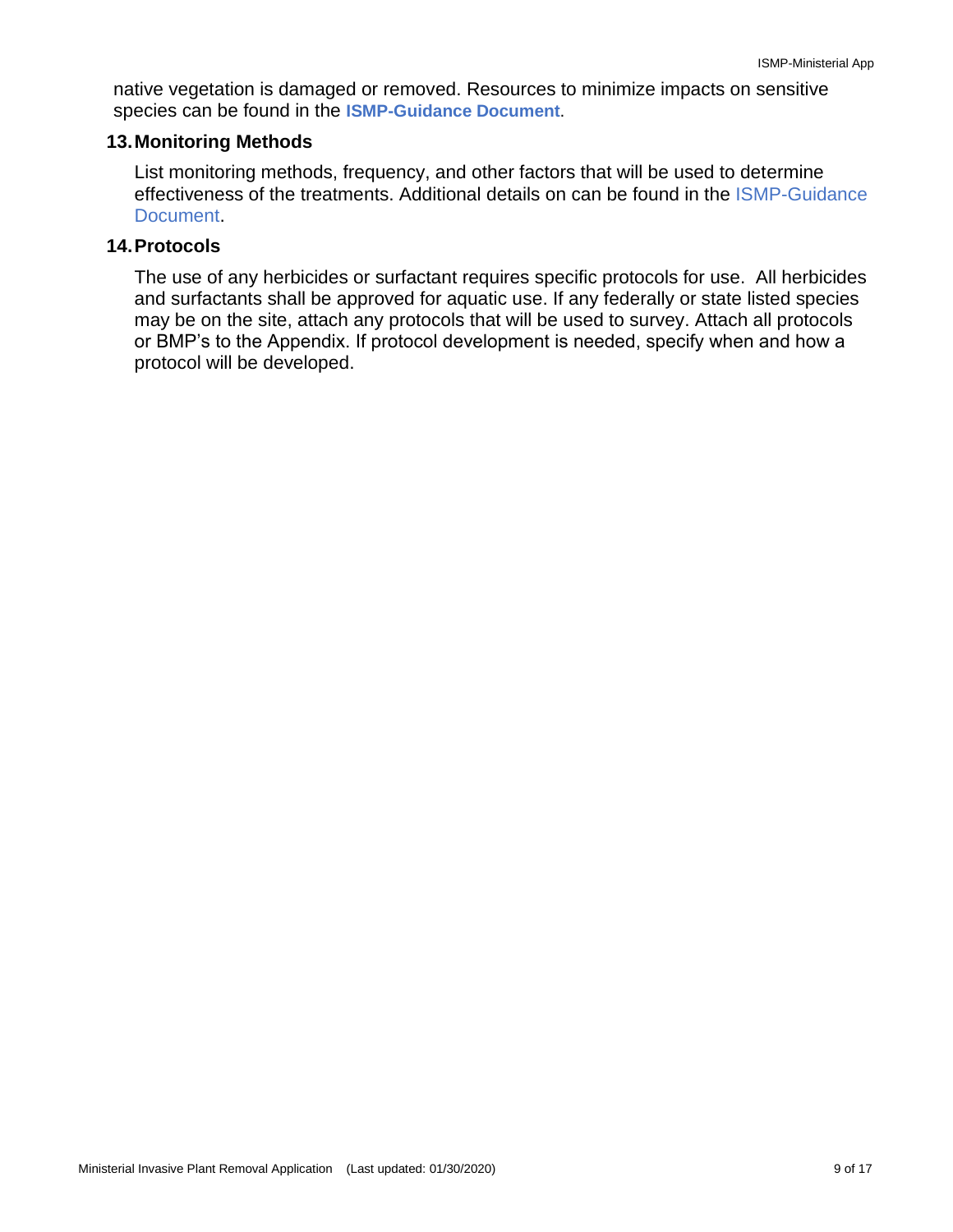native vegetation is damaged or removed. Resources to minimize impacts on sensitive species can be found in the **ISMP-Guidance Document**.

## 13. Monitoring Methods

List monitoring methods, frequency, and other factors that will be used to determine effectiveness of the treatments. Additional details on can be found in the ISMP-Guidance Document.

## 14. Protocols

The use of any herbicides or surfactant requires specific protocols for use. All herbicides and surfactants shall be approved for aquatic use. If any federally or state listed species may be on the site, attach any protocols that will be used to survey. Attach all protocols or BMP's to the Appendix. If protocol development is needed, specify when and how a protocol will be developed.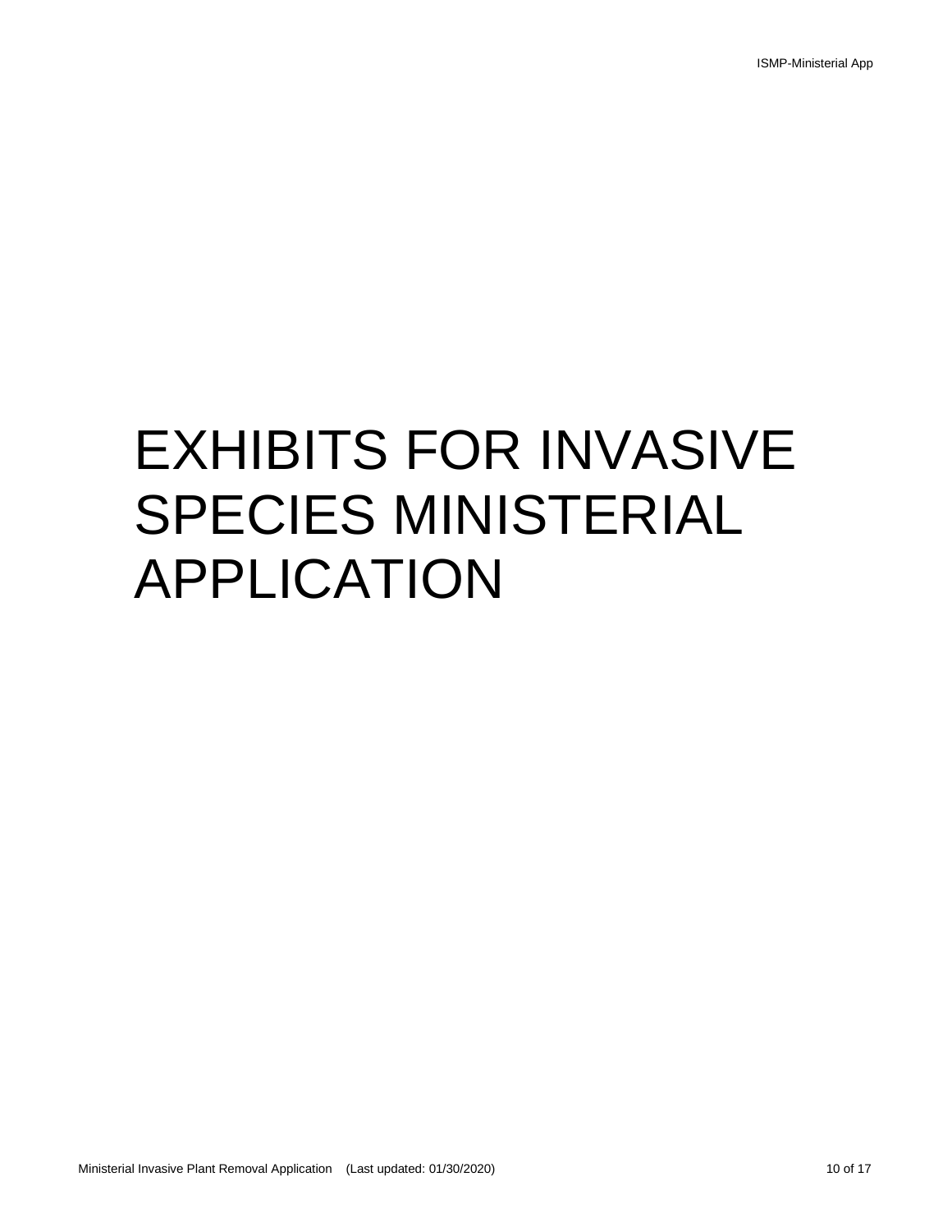# EXHIBITS FOR INVASIVE SPECIES MINISTERIAL APPLICATION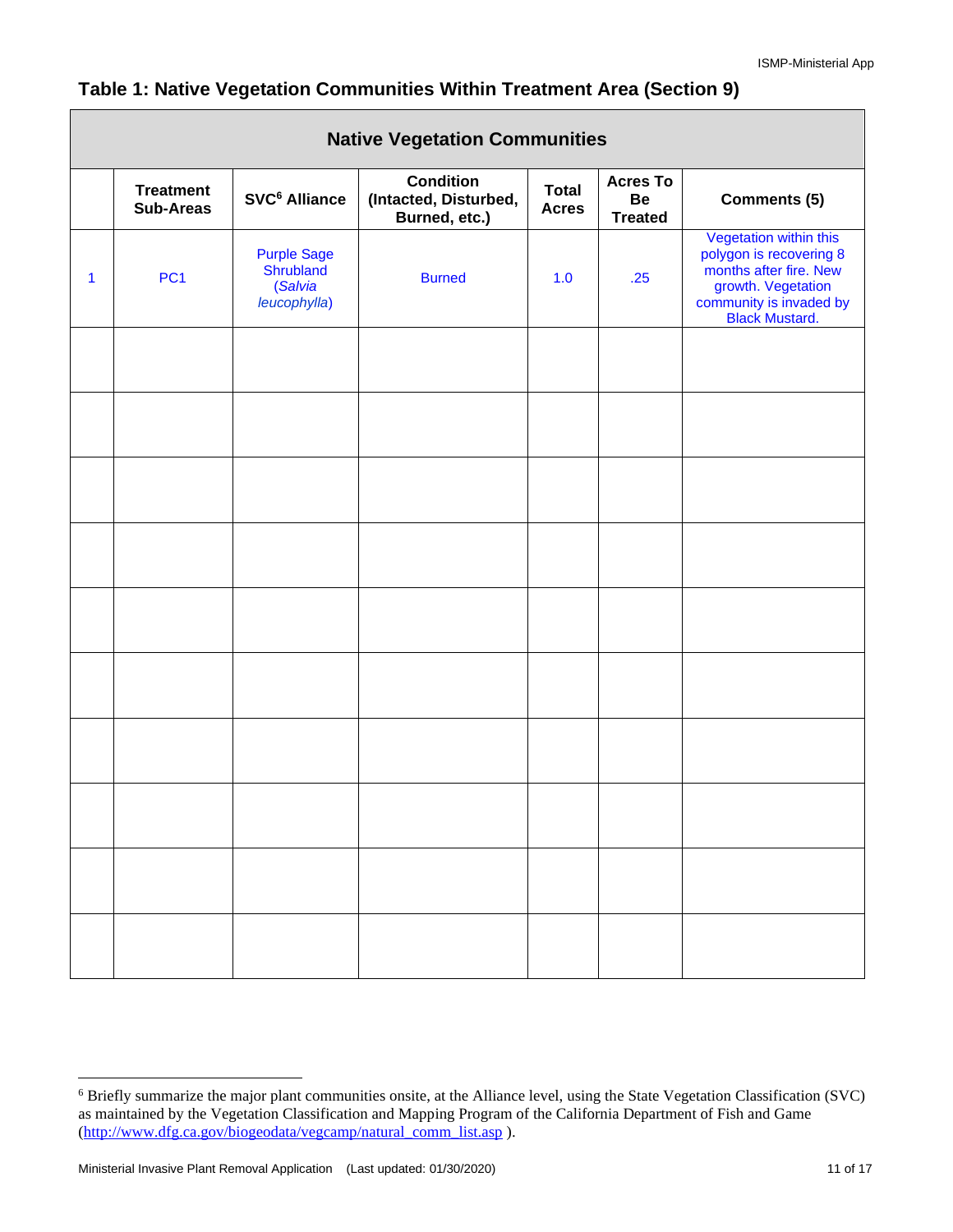## Table 1: Native Vegetation Communities Within Treatment Area (Section 9)

| Native Vegetation Communities | | | | | | |
|---|---|---|---|---|---|---|
| | **Treatment Sub-Areas** | **SVC[6] Alliance** | **Condition (Intacted, Disturbed, Burned, etc.)** | **Total Acres** | **Acres To Be Treated** | **Comments (5)** |
| 1 | PC1 | Purple Sage Shrubland (*Salvia leucophylla*) | Burned | 1.0 | .25 | Vegetation within this polygon is recovering 8 months after fire. New growth. Vegetation community is invaded by Black Mustard. |
| | | | | | | |
| | | | | | | |
| | | | | | | |
| | | | | | | |
| | | | | | | |
| | | | | | | |
| | | | | | | |
| | | | | | | |
| | | | | | | |
| | | | | | | |

[6] Briefly summarize the major plant communities onsite, at the Alliance level, using the State Vegetation Classification (SVC) as maintained by the Vegetation Classification and Mapping Program of the California Department of Fish and Game (http://www.dfg.ca.gov/biogeodata/vegcamp/natural_comm_list.asp ).

Ministerial Invasive Plant Removal Application (Last updated: 01/30/2020)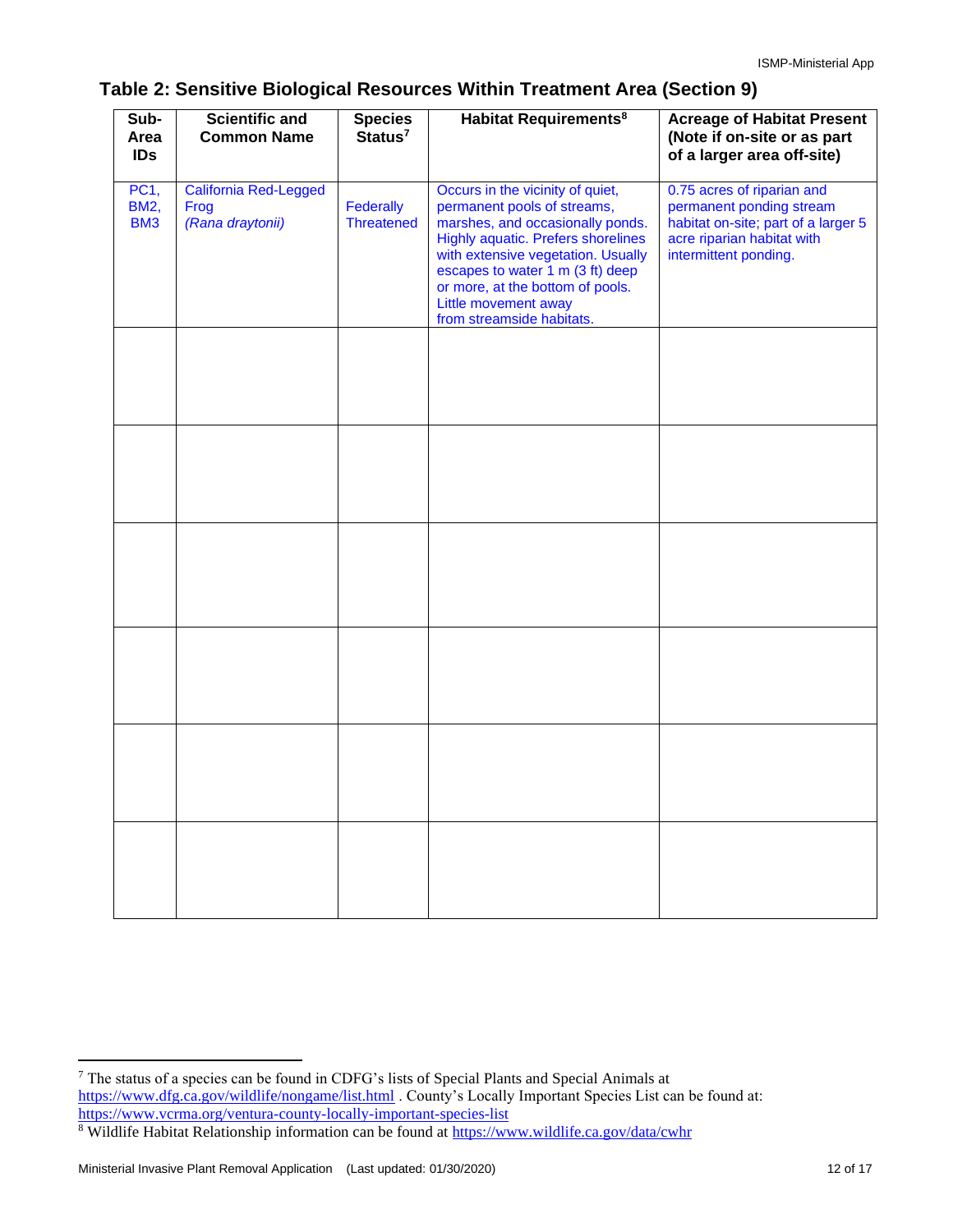## Table 2: Sensitive Biological Resources Within Treatment Area (Section 9)

| Sub-Area IDs | Scientific and Common Name | Species Status[7] | Habitat Requirements[8] | Acreage of Habitat Present (Note if on-site or as part of a larger area off-site) |
|---|---|---|---|---|
| PC1, BM2, BM3 | California Red-Legged Frog *(Rana draytonii)* | Federally Threatened | Occurs in the vicinity of quiet, permanent pools of streams, marshes, and occasionally ponds. Highly aquatic. Prefers shorelines with extensive vegetation. Usually escapes to water 1 m (3 ft) deep or more, at the bottom of pools. Little movement away from streamside habitats. | 0.75 acres of riparian and permanent ponding stream habitat on-site; part of a larger 5 acre riparian habitat with intermittent ponding. |
| | | | | |
| | | | | |
| | | | | |
| | | | | |
| | | | | |
| | | | | |

[7] The status of a species can be found in CDFG's lists of Special Plants and Special Animals at https://www.dfg.ca.gov/wildlife/nongame/list.html . County's Locally Important Species List can be found at: https://www.vcrma.org/ventura-county-locally-important-species-list

[8] Wildlife Habitat Relationship information can be found at https://www.wildlife.ca.gov/data/cwhr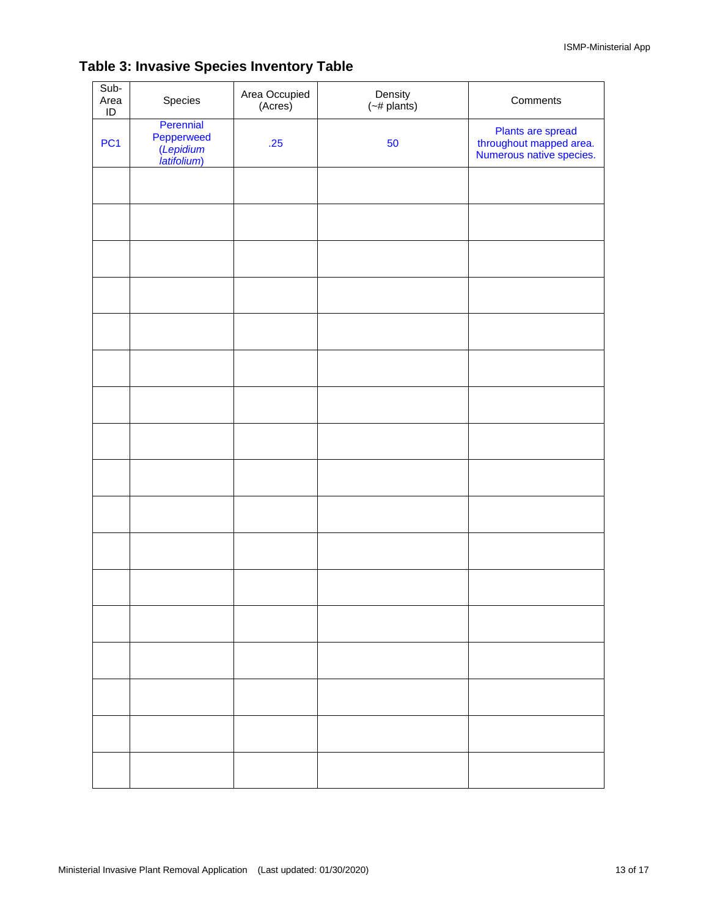## Table 3: Invasive Species Inventory Table

| Sub-Area ID | Species | Area Occupied (Acres) | Density (~# plants) | Comments |
|---|---|---|---|---|
| PC1 | Perennial Pepperweed (*Lepidium latifolium*) | .25 | 50 | Plants are spread throughout mapped area. Numerous native species. |
| | | | | |
| | | | | |
| | | | | |
| | | | | |
| | | | | |
| | | | | |
| | | | | |
| | | | | |
| | | | | |
| | | | | |
| | | | | |
| | | | | |
| | | | | |
| | | | | |
| | | | | |
| | | | | |
| | | | | |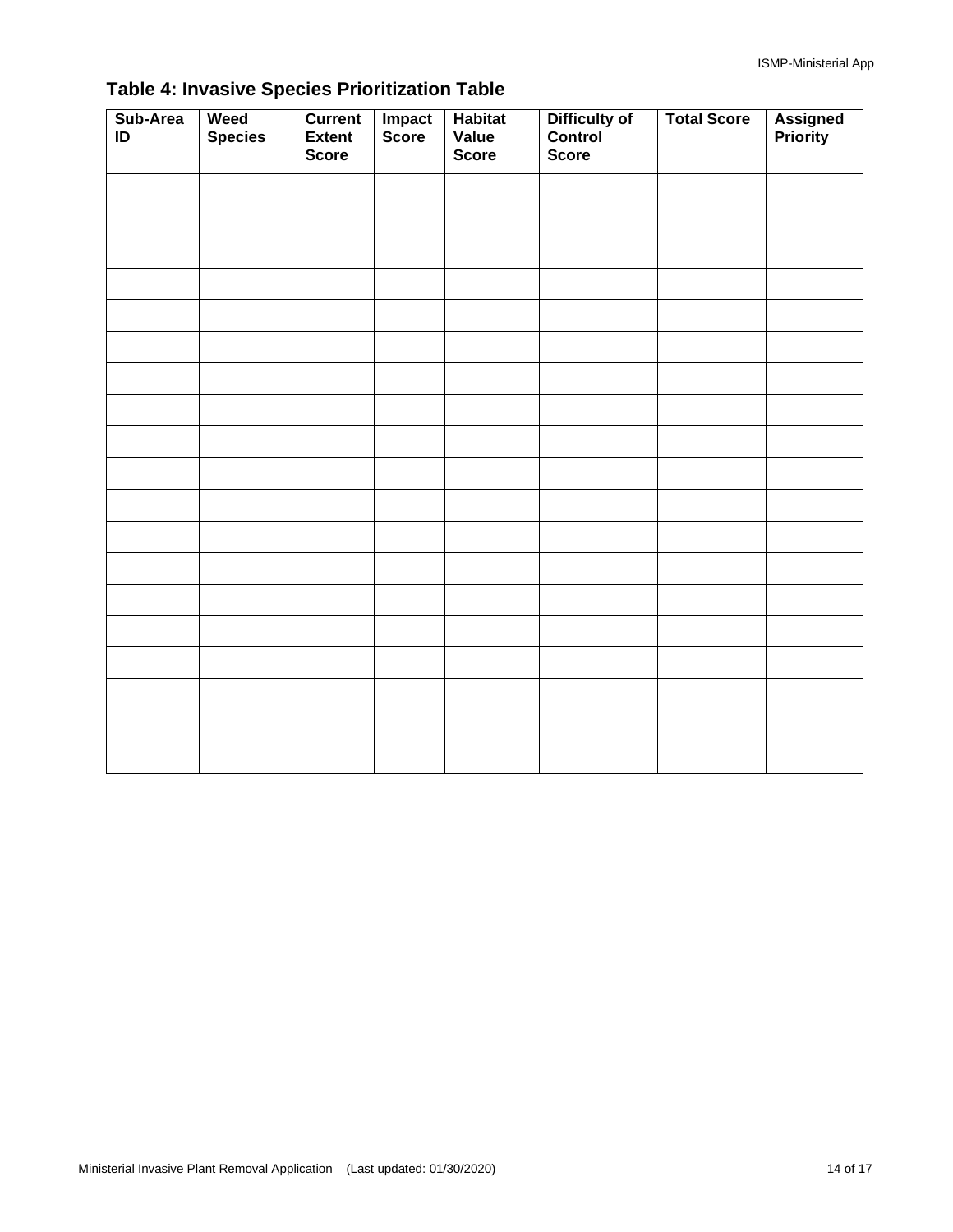## Table 4: Invasive Species Prioritization Table

| Sub-Area ID | Weed Species | Current Extent Score | Impact Score | Habitat Value Score | Difficulty of Control Score | Total Score | Assigned Priority |
|---|---|---|---|---|---|---|---|
| | | | | | | | |
| | | | | | | | |
| | | | | | | | |
| | | | | | | | |
| | | | | | | | |
| | | | | | | | |
| | | | | | | | |
| | | | | | | | |
| | | | | | | | |
| | | | | | | | |
| | | | | | | | |
| | | | | | | | |
| | | | | | | | |
| | | | | | | | |
| | | | | | | | |
| | | | | | | | |
| | | | | | | | |
| | | | | | | | |
| | | | | | | | |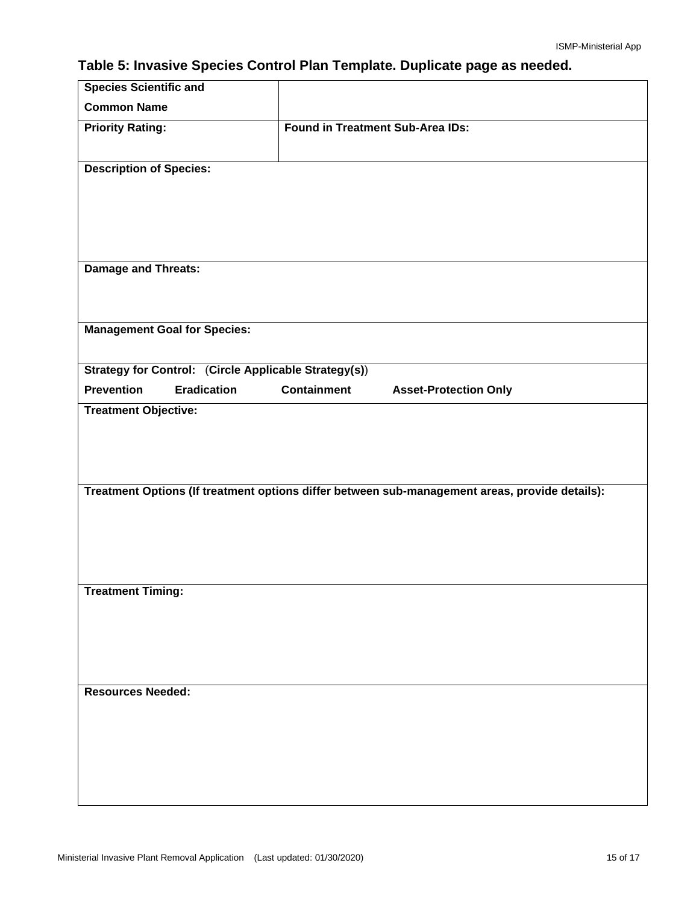## Table 5: Invasive Species Control Plan Template. Duplicate page as needed.

| **Species Scientific and Common Name** | |
|---|---|
| **Priority Rating:** | **Found in Treatment Sub-Area IDs:** |
| **Description of Species:** | |
| **Damage and Threats:** | |
| **Management Goal for Species:** | |
| **Strategy for Control:** (**Circle Applicable Strategy(s)**)<br>**Prevention** **Eradication** **Containment** **Asset-Protection Only** | |
| **Treatment Objective:** | |
| **Treatment Options (If treatment options differ between sub-management areas, provide details):** | |
| **Treatment Timing:** | |
| **Resources Needed:** | |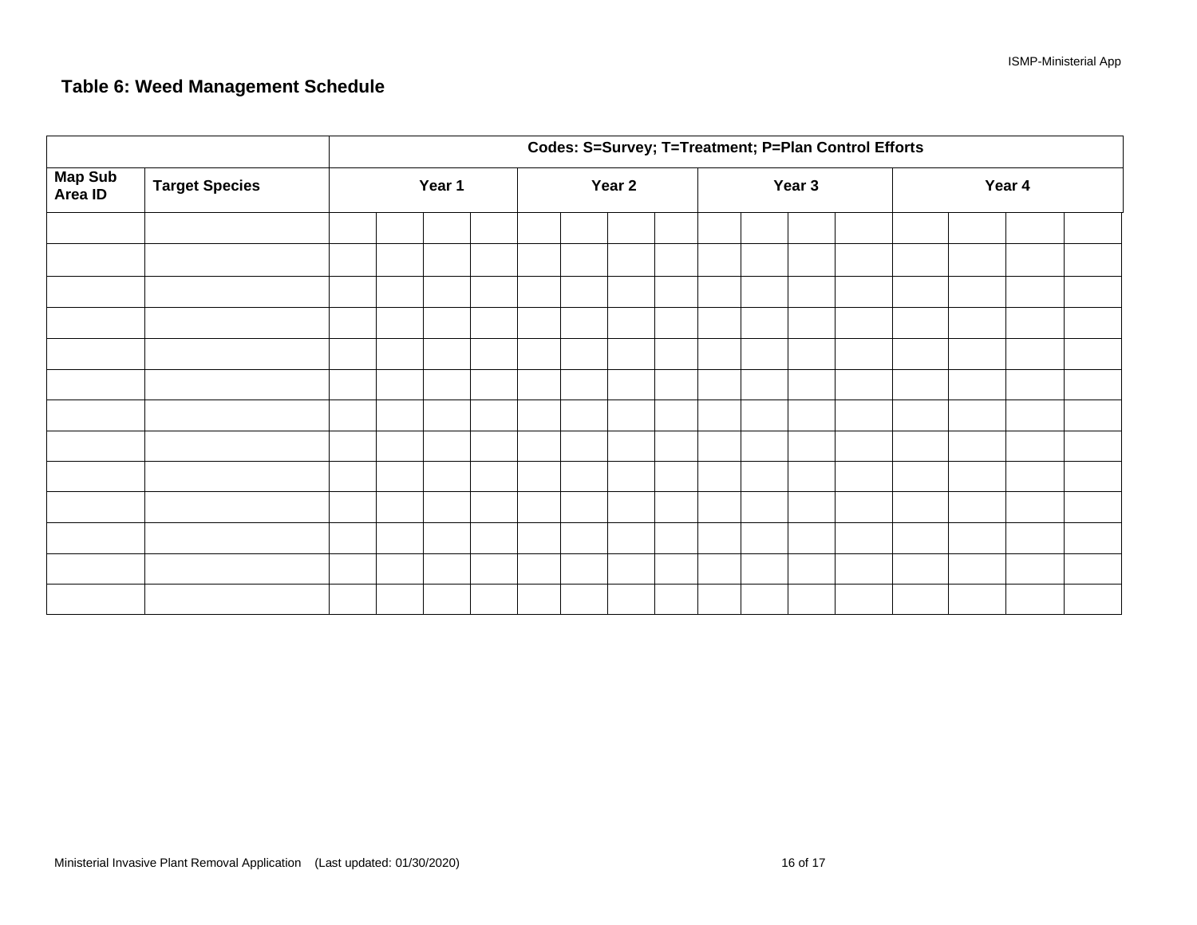## Table 6: Weed Management Schedule

| | | Codes: S=Survey; T=Treatment; P=Plan Control Efforts | | | | | | | | | | | | | | | |
|---|---|---|---|---|---|---|---|---|---|---|---|---|---|---|---|---|---|
| **Map Sub Area ID** | **Target Species** | **Year 1** | | | | **Year 2** | | | | **Year 3** | | | | **Year 4** | | | |
| | | | | | | | | | | | | | | | | | |
| | | | | | | | | | | | | | | | | | |
| | | | | | | | | | | | | | | | | | |
| | | | | | | | | | | | | | | | | | |
| | | | | | | | | | | | | | | | | | |
| | | | | | | | | | | | | | | | | | |
| | | | | | | | | | | | | | | | | | |
| | | | | | | | | | | | | | | | | | |
| | | | | | | | | | | | | | | | | | |
| | | | | | | | | | | | | | | | | | |
| | | | | | | | | | | | | | | | | | |
| | | | | | | | | | | | | | | | | | |
| | | | | | | | | | | | | | | | | | |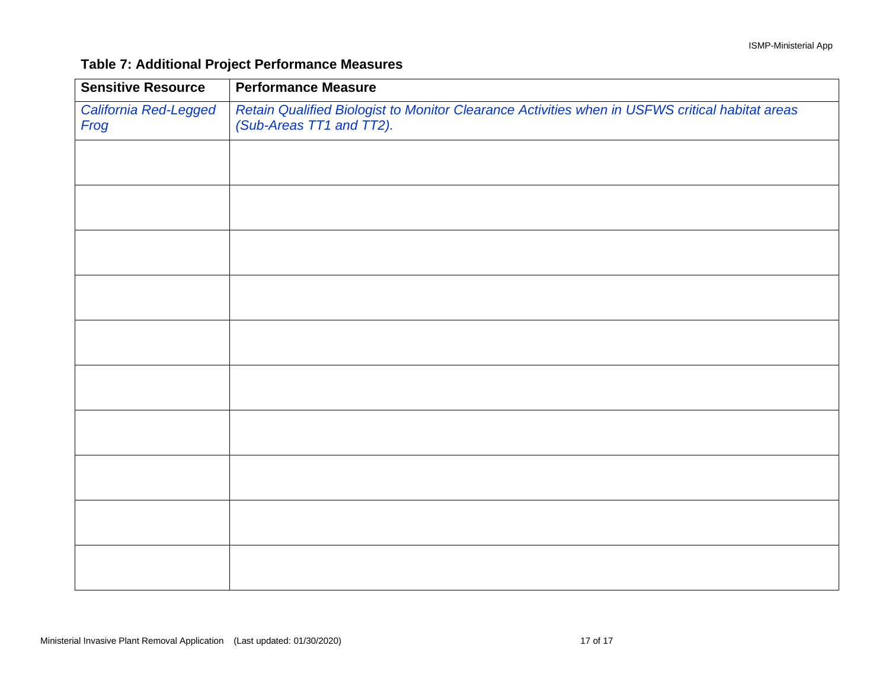**Table 7: Additional Project Performance Measures**

| Sensitive Resource | Performance Measure |
|---|---|
| *California Red-Legged Frog* | *Retain Qualified Biologist to Monitor Clearance Activities when in USFWS critical habitat areas (Sub-Areas TT1 and TT2).* |
| | |
| | |
| | |
| | |
| | |
| | |
| | |
| | |
| | |
| | |